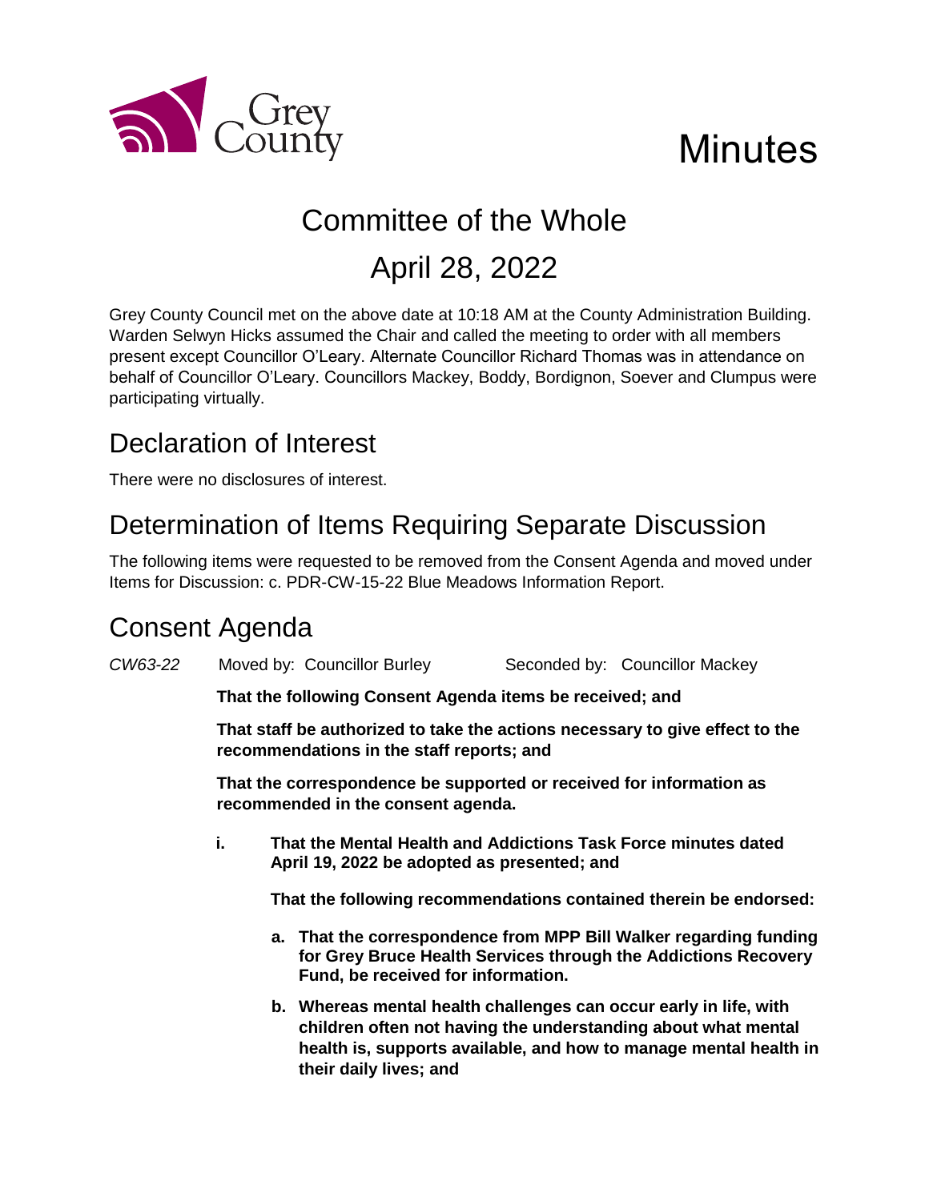Grey County

# Minutes

# Committee of the Whole

## April 28, 2022

Grey County Council met on the above date at 10:18 AM at the County Administration Building. Warden Selwyn Hicks assumed the Chair and called the meeting to order with all members present except Councillor O'Leary. Alternate Councillor Richard Thomas was in attendance on behalf of Councillor O'Leary. Councillors Mackey, Boddy, Bordignon, Soever and Clumpus were participating virtually.

## Declaration of Interest

There were no disclosures of interest.

## Determination of Items Requiring Separate Discussion

The following items were requested to be removed from the Consent Agenda and moved under Items for Discussion: c. PDR-CW-15-22 Blue Meadows Information Report.

## Consent Agenda

*CW63-22* Moved by: Councillor Burley Seconded by: Councillor Mackey

**That the following Consent Agenda items be received; and**

**That staff be authorized to take the actions necessary to give effect to the recommendations in the staff reports; and**

**That the correspondence be supported or received for information as recommended in the consent agenda.**

**i. That the Mental Health and Addictions Task Force minutes dated April 19, 2022 be adopted as presented; and**

**That the following recommendations contained therein be endorsed:**

**a. That the correspondence from MPP Bill Walker regarding funding for Grey Bruce Health Services through the Addictions Recovery Fund, be received for information.**

**b. Whereas mental health challenges can occur early in life, with children often not having the understanding about what mental health is, supports available, and how to manage mental health in their daily lives; and**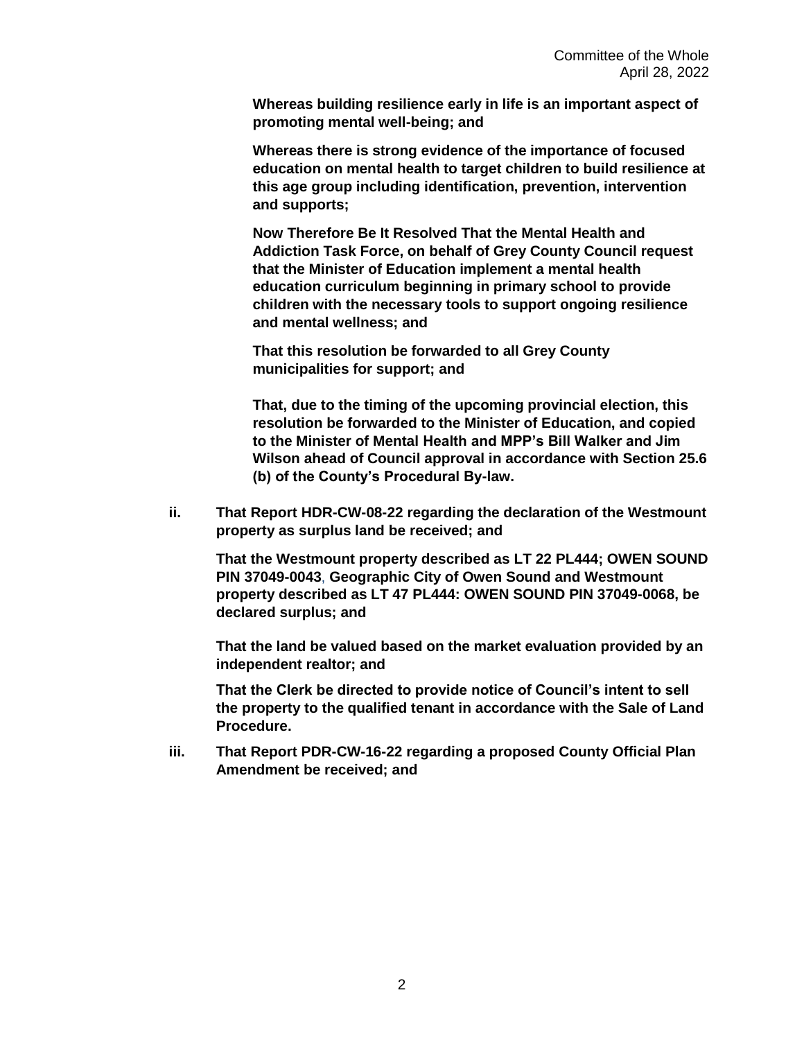**Whereas building resilience early in life is an important aspect of promoting mental well-being; and**

**Whereas there is strong evidence of the importance of focused education on mental health to target children to build resilience at this age group including identification, prevention, intervention and supports;**

**Now Therefore Be It Resolved That the Mental Health and Addiction Task Force, on behalf of Grey County Council request that the Minister of Education implement a mental health education curriculum beginning in primary school to provide children with the necessary tools to support ongoing resilience and mental wellness; and**

**That this resolution be forwarded to all Grey County municipalities for support; and**

**That, due to the timing of the upcoming provincial election, this resolution be forwarded to the Minister of Education, and copied to the Minister of Mental Health and MPP's Bill Walker and Jim Wilson ahead of Council approval in accordance with Section 25.6 (b) of the County's Procedural By-law.**

**ii. That Report HDR-CW-08-22 regarding the declaration of the Westmount property as surplus land be received; and**

**That the Westmount property described as LT 22 PL444; OWEN SOUND PIN 37049-0043, Geographic City of Owen Sound and Westmount property described as LT 47 PL444: OWEN SOUND PIN 37049-0068, be declared surplus; and**

**That the land be valued based on the market evaluation provided by an independent realtor; and**

**That the Clerk be directed to provide notice of Council's intent to sell the property to the qualified tenant in accordance with the Sale of Land Procedure.**

**iii. That Report PDR-CW-16-22 regarding a proposed County Official Plan Amendment be received; and**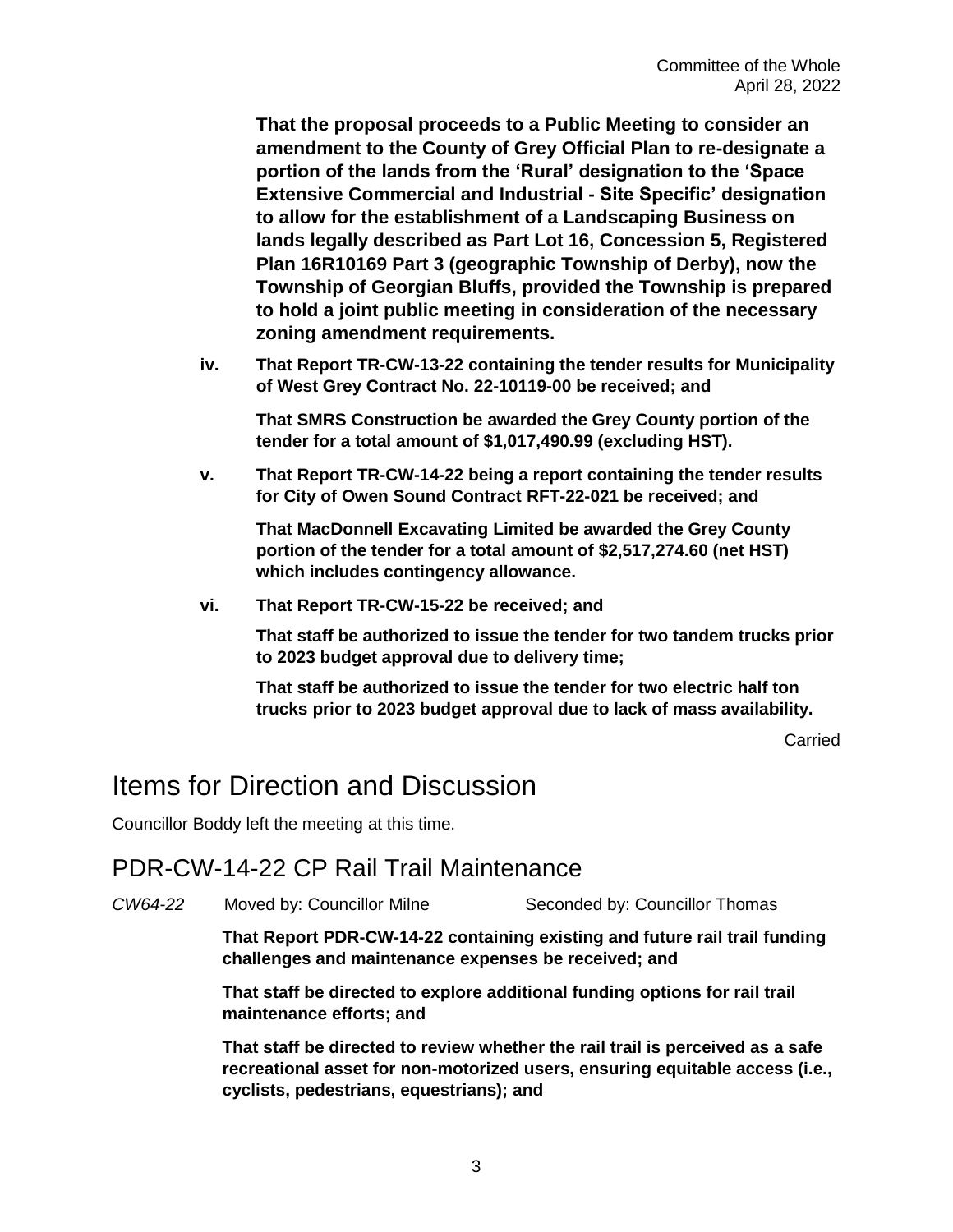**That the proposal proceeds to a Public Meeting to consider an amendment to the County of Grey Official Plan to re-designate a portion of the lands from the 'Rural' designation to the 'Space Extensive Commercial and Industrial - Site Specific' designation to allow for the establishment of a Landscaping Business on lands legally described as Part Lot 16, Concession 5, Registered Plan 16R10169 Part 3 (geographic Township of Derby), now the Township of Georgian Bluffs, provided the Township is prepared to hold a joint public meeting in consideration of the necessary zoning amendment requirements.**

**iv. That Report TR-CW-13-22 containing the tender results for Municipality of West Grey Contract No. 22-10119-00 be received; and**

**That SMRS Construction be awarded the Grey County portion of the tender for a total amount of $1,017,490.99 (excluding HST).**

**v. That Report TR-CW-14-22 being a report containing the tender results for City of Owen Sound Contract RFT-22-021 be received; and**

**That MacDonnell Excavating Limited be awarded the Grey County portion of the tender for a total amount of $2,517,274.60 (net HST) which includes contingency allowance.**

**vi. That Report TR-CW-15-22 be received; and**

**That staff be authorized to issue the tender for two tandem trucks prior to 2023 budget approval due to delivery time;**

**That staff be authorized to issue the tender for two electric half ton trucks prior to 2023 budget approval due to lack of mass availability.**

Carried

# Items for Direction and Discussion

Councillor Boddy left the meeting at this time.

## PDR-CW-14-22 CP Rail Trail Maintenance

*CW64-22* Moved by: Councillor Milne Seconded by: Councillor Thomas

**That Report PDR-CW-14-22 containing existing and future rail trail funding challenges and maintenance expenses be received; and**

**That staff be directed to explore additional funding options for rail trail maintenance efforts; and**

**That staff be directed to review whether the rail trail is perceived as a safe recreational asset for non-motorized users, ensuring equitable access (i.e., cyclists, pedestrians, equestrians); and**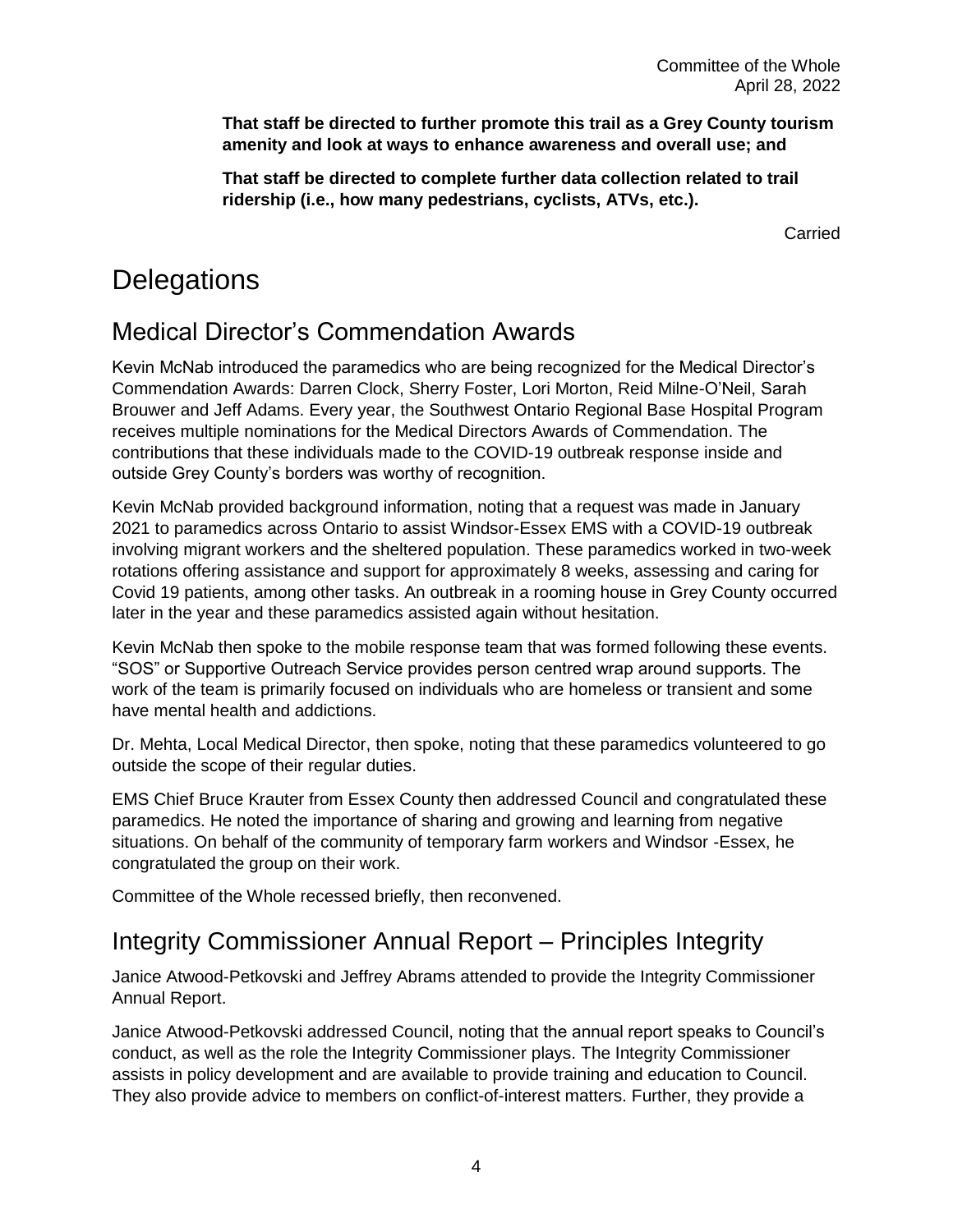**That staff be directed to further promote this trail as a Grey County tourism amenity and look at ways to enhance awareness and overall use; and**

**That staff be directed to complete further data collection related to trail ridership (i.e., how many pedestrians, cyclists, ATVs, etc.).**

Carried

# Delegations

## Medical Director's Commendation Awards

Kevin McNab introduced the paramedics who are being recognized for the Medical Director's Commendation Awards: Darren Clock, Sherry Foster, Lori Morton, Reid Milne-O'Neil, Sarah Brouwer and Jeff Adams. Every year, the Southwest Ontario Regional Base Hospital Program receives multiple nominations for the Medical Directors Awards of Commendation. The contributions that these individuals made to the COVID-19 outbreak response inside and outside Grey County's borders was worthy of recognition.

Kevin McNab provided background information, noting that a request was made in January 2021 to paramedics across Ontario to assist Windsor-Essex EMS with a COVID-19 outbreak involving migrant workers and the sheltered population. These paramedics worked in two-week rotations offering assistance and support for approximately 8 weeks, assessing and caring for Covid 19 patients, among other tasks. An outbreak in a rooming house in Grey County occurred later in the year and these paramedics assisted again without hesitation.

Kevin McNab then spoke to the mobile response team that was formed following these events. "SOS" or Supportive Outreach Service provides person centred wrap around supports. The work of the team is primarily focused on individuals who are homeless or transient and some have mental health and addictions.

Dr. Mehta, Local Medical Director, then spoke, noting that these paramedics volunteered to go outside the scope of their regular duties.

EMS Chief Bruce Krauter from Essex County then addressed Council and congratulated these paramedics. He noted the importance of sharing and growing and learning from negative situations. On behalf of the community of temporary farm workers and Windsor -Essex, he congratulated the group on their work.

Committee of the Whole recessed briefly, then reconvened.

## Integrity Commissioner Annual Report – Principles Integrity

Janice Atwood-Petkovski and Jeffrey Abrams attended to provide the Integrity Commissioner Annual Report.

Janice Atwood-Petkovski addressed Council, noting that the annual report speaks to Council's conduct, as well as the role the Integrity Commissioner plays. The Integrity Commissioner assists in policy development and are available to provide training and education to Council. They also provide advice to members on conflict-of-interest matters. Further, they provide a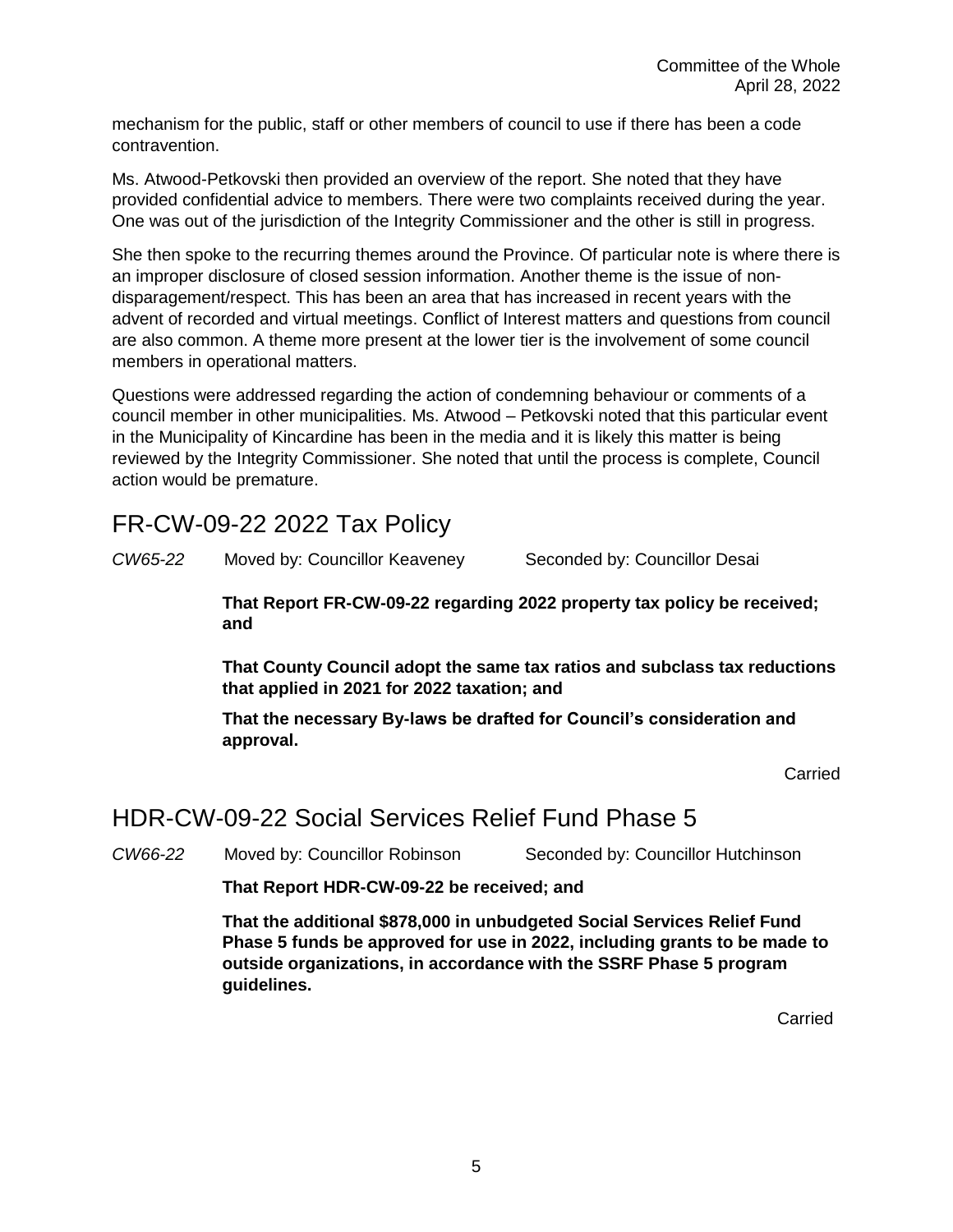mechanism for the public, staff or other members of council to use if there has been a code contravention.

Ms. Atwood-Petkovski then provided an overview of the report. She noted that they have provided confidential advice to members. There were two complaints received during the year. One was out of the jurisdiction of the Integrity Commissioner and the other is still in progress.

She then spoke to the recurring themes around the Province. Of particular note is where there is an improper disclosure of closed session information. Another theme is the issue of non-disparagement/respect. This has been an area that has increased in recent years with the advent of recorded and virtual meetings. Conflict of Interest matters and questions from council are also common. A theme more present at the lower tier is the involvement of some council members in operational matters.

Questions were addressed regarding the action of condemning behaviour or comments of a council member in other municipalities. Ms. Atwood – Petkovski noted that this particular event in the Municipality of Kincardine has been in the media and it is likely this matter is being reviewed by the Integrity Commissioner. She noted that until the process is complete, Council action would be premature.

## FR-CW-09-22 2022 Tax Policy

*CW65-22* Moved by: Councillor Keaveney Seconded by: Councillor Desai

**That Report FR-CW-09-22 regarding 2022 property tax policy be received; and**

**That County Council adopt the same tax ratios and subclass tax reductions that applied in 2021 for 2022 taxation; and**

**That the necessary By-laws be drafted for Council's consideration and approval.**

Carried

## HDR-CW-09-22 Social Services Relief Fund Phase 5

*CW66-22* Moved by: Councillor Robinson Seconded by: Councillor Hutchinson

**That Report HDR-CW-09-22 be received; and**

**That the additional $878,000 in unbudgeted Social Services Relief Fund Phase 5 funds be approved for use in 2022, including grants to be made to outside organizations, in accordance with the SSRF Phase 5 program guidelines.**

Carried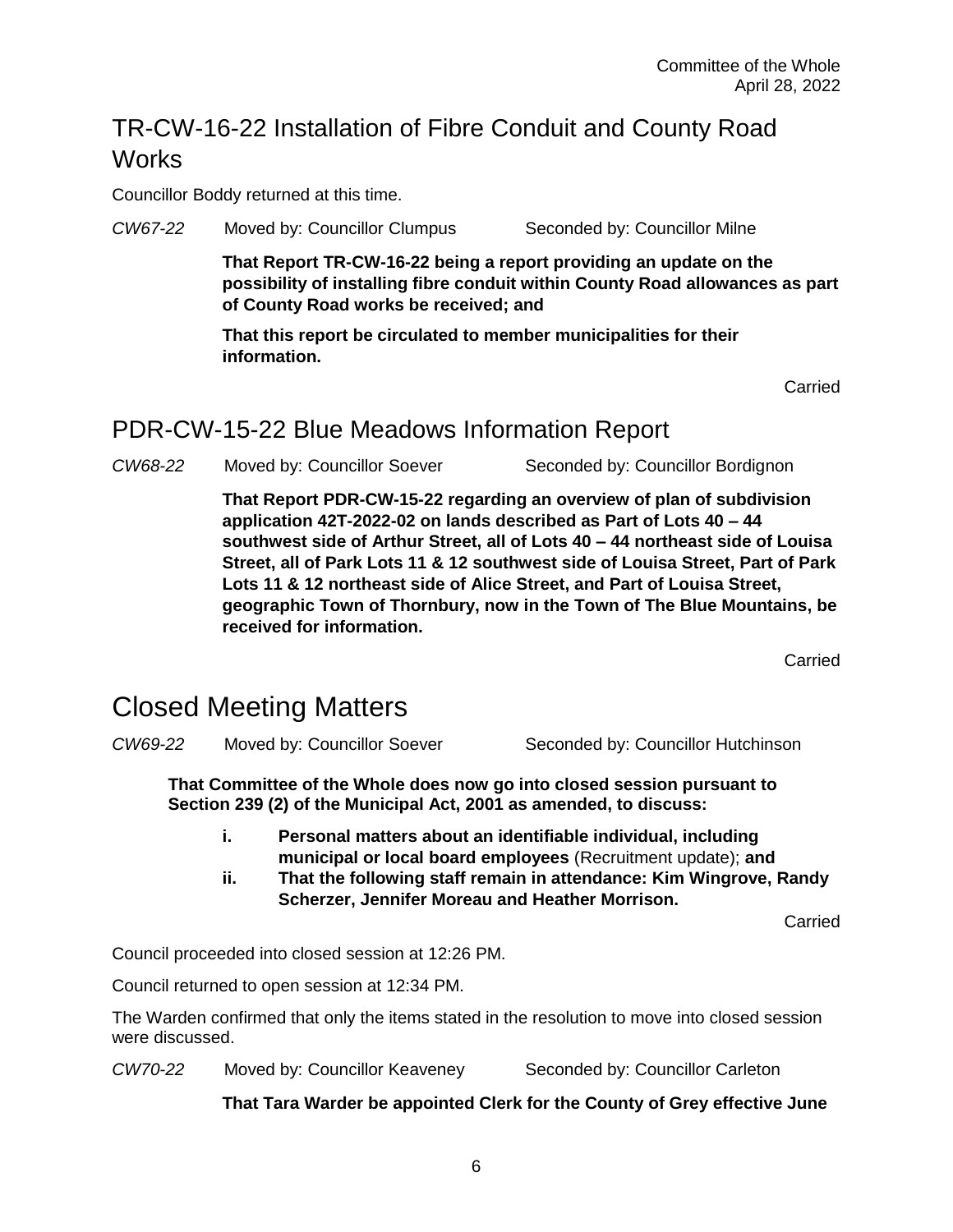## TR-CW-16-22 Installation of Fibre Conduit and County Road Works

Councillor Boddy returned at this time.

*CW67-22* Moved by: Councillor Clumpus Seconded by: Councillor Milne

**That Report TR-CW-16-22 being a report providing an update on the possibility of installing fibre conduit within County Road allowances as part of County Road works be received; and**

**That this report be circulated to member municipalities for their information.**

Carried

## PDR-CW-15-22 Blue Meadows Information Report

*CW68-22* Moved by: Councillor Soever Seconded by: Councillor Bordignon

**That Report PDR-CW-15-22 regarding an overview of plan of subdivision application 42T-2022-02 on lands described as Part of Lots 40 – 44 southwest side of Arthur Street, all of Lots 40 – 44 northeast side of Louisa Street, all of Park Lots 11 & 12 southwest side of Louisa Street, Part of Park Lots 11 & 12 northeast side of Alice Street, and Part of Louisa Street, geographic Town of Thornbury, now in the Town of The Blue Mountains, be received for information.**

Carried

# Closed Meeting Matters

*CW69-22* Moved by: Councillor Soever Seconded by: Councillor Hutchinson

**That Committee of the Whole does now go into closed session pursuant to Section 239 (2) of the Municipal Act, 2001 as amended, to discuss:**

- **i. Personal matters about an identifiable individual, including municipal or local board employees** (Recruitment update); **and**
- **ii. That the following staff remain in attendance: Kim Wingrove, Randy Scherzer, Jennifer Moreau and Heather Morrison.**

Carried

Council proceeded into closed session at 12:26 PM.

Council returned to open session at 12:34 PM.

The Warden confirmed that only the items stated in the resolution to move into closed session were discussed.

*CW70-22* Moved by: Councillor Keaveney Seconded by: Councillor Carleton

**That Tara Warder be appointed Clerk for the County of Grey effective June**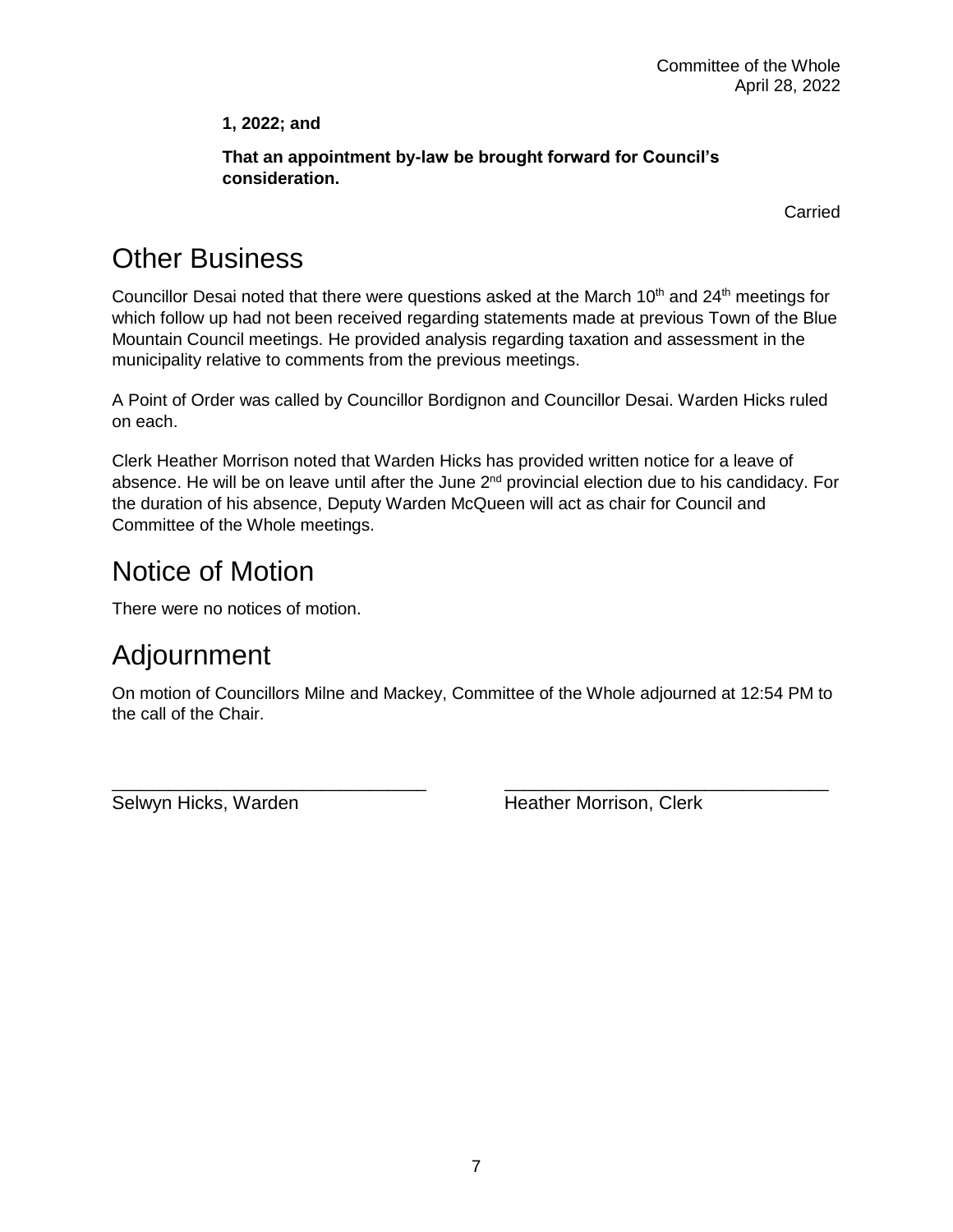**1, 2022; and**

**That an appointment by-law be brought forward for Council's consideration.**

Carried

# Other Business

Councillor Desai noted that there were questions asked at the March 10th and 24th meetings for which follow up had not been received regarding statements made at previous Town of the Blue Mountain Council meetings. He provided analysis regarding taxation and assessment in the municipality relative to comments from the previous meetings.

A Point of Order was called by Councillor Bordignon and Councillor Desai. Warden Hicks ruled on each.

Clerk Heather Morrison noted that Warden Hicks has provided written notice for a leave of absence. He will be on leave until after the June 2nd provincial election due to his candidacy. For the duration of his absence, Deputy Warden McQueen will act as chair for Council and Committee of the Whole meetings.

# Notice of Motion

There were no notices of motion.

# Adjournment

On motion of Councillors Milne and Mackey, Committee of the Whole adjourned at 12:54 PM to the call of the Chair.

\_\_\_\_\_\_\_\_\_\_\_\_\_\_\_\_\_\_\_\_\_\_\_\_\_\_\_\_\_\_
Selwyn Hicks, Warden

\_\_\_\_\_\_\_\_\_\_\_\_\_\_\_\_\_\_\_\_\_\_\_\_\_\_\_\_\_\_
Heather Morrison, Clerk